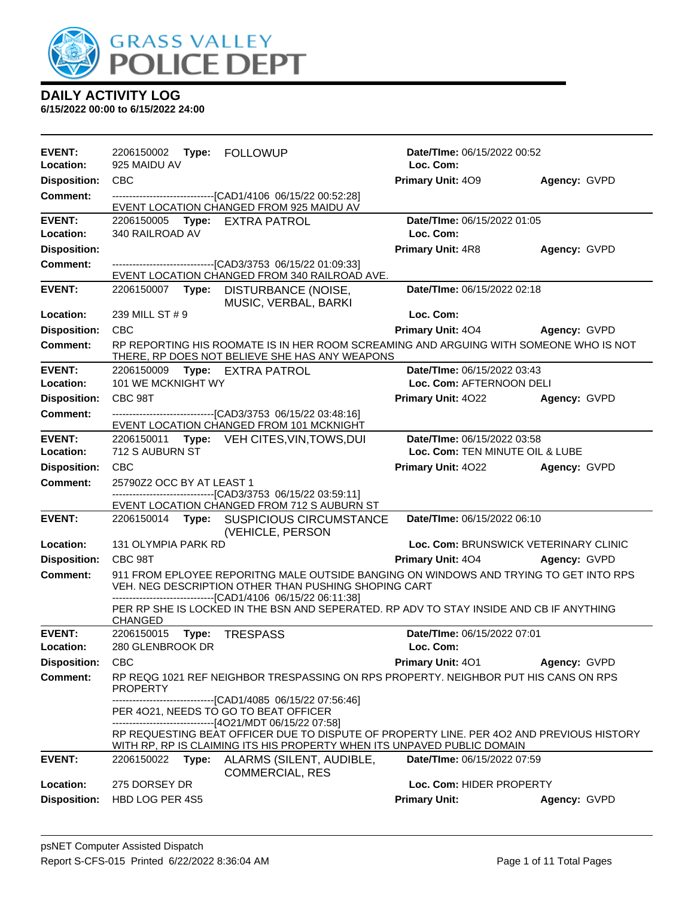# GRASS VALLEY POLICE DEPT

## DAILY ACTIVITY LOG

**6/15/2022 00:00 to 6/15/2022 24:00**

---

**EVENT:** 2206150002 **Type:** FOLLOWUP **Date/TIme:** 06/15/2022 00:52
**Location:** 925 MAIDU AV **Loc. Com:**
**Disposition:** CBC **Primary Unit:** 4O9 **Agency:** GVPD
**Comment:** ------------------------------[CAD1/4106 06/15/22 00:52:28]
EVENT LOCATION CHANGED FROM 925 MAIDU AV

---

**EVENT:** 2206150005 **Type:** EXTRA PATROL **Date/TIme:** 06/15/2022 01:05
**Location:** 340 RAILROAD AV **Loc. Com:**
**Disposition:** **Primary Unit:** 4R8 **Agency:** GVPD
**Comment:** ------------------------------[CAD3/3753 06/15/22 01:09:33]
EVENT LOCATION CHANGED FROM 340 RAILROAD AVE.

---

**EVENT:** 2206150007 **Type:** DISTURBANCE (NOISE, MUSIC, VERBAL, BARKI **Date/TIme:** 06/15/2022 02:18
**Location:** 239 MILL ST # 9 **Loc. Com:**
**Disposition:** CBC **Primary Unit:** 4O4 **Agency:** GVPD
**Comment:** RP REPORTING HIS ROOMATE IS IN HER ROOM SCREAMING AND ARGUING WITH SOMEONE WHO IS NOT THERE, RP DOES NOT BELIEVE SHE HAS ANY WEAPONS

---

**EVENT:** 2206150009 **Type:** EXTRA PATROL **Date/TIme:** 06/15/2022 03:43
**Location:** 101 WE MCKNIGHT WY **Loc. Com:** AFTERNOON DELI
**Disposition:** CBC 98T **Primary Unit:** 4O22 **Agency:** GVPD
**Comment:** ------------------------------[CAD3/3753 06/15/22 03:48:16]
EVENT LOCATION CHANGED FROM 101 MCKNIGHT

---

**EVENT:** 2206150011 **Type:** VEH CITES,VIN,TOWS,DUI **Date/TIme:** 06/15/2022 03:58
**Location:** 712 S AUBURN ST **Loc. Com:** TEN MINUTE OIL & LUBE
**Disposition:** CBC **Primary Unit:** 4O22 **Agency:** GVPD
**Comment:** 25790Z2 OCC BY AT LEAST 1
------------------------------[CAD3/3753 06/15/22 03:59:11]
EVENT LOCATION CHANGED FROM 712 S AUBURN ST

---

**EVENT:** 2206150014 **Type:** SUSPICIOUS CIRCUMSTANCE (VEHICLE, PERSON **Date/TIme:** 06/15/2022 06:10
**Location:** 131 OLYMPIA PARK RD **Loc. Com:** BRUNSWICK VETERINARY CLINIC
**Disposition:** CBC 98T **Primary Unit:** 4O4 **Agency:** GVPD
**Comment:** 911 FROM EPLOYEE REPORITNG MALE OUTSIDE BANGING ON WINDOWS AND TRYING TO GET INTO RPS VEH. NEG DESCRIPTION OTHER THAN PUSHING SHOPING CART
------------------------------[CAD1/4106 06/15/22 06:11:38]
PER RP SHE IS LOCKED IN THE BSN AND SEPERATED. RP ADV TO STAY INSIDE AND CB IF ANYTHING CHANGED

---

**EVENT:** 2206150015 **Type:** TRESPASS **Date/TIme:** 06/15/2022 07:01
**Location:** 280 GLENBROOK DR **Loc. Com:**
**Disposition:** CBC **Primary Unit:** 4O1 **Agency:** GVPD
**Comment:** RP REQG 1021 REF NEIGHBOR TRESPASSING ON RPS PROPERTY. NEIGHBOR PUT HIS CANS ON RPS PROPERTY
------------------------------[CAD1/4085 06/15/22 07:56:46]
PER 4O21, NEEDS TO GO TO BEAT OFFICER
------------------------------[4O21/MDT 06/15/22 07:58]
RP REQUESTING BEAT OFFICER DUE TO DISPUTE OF PROPERTY LINE. PER 4O2 AND PREVIOUS HISTORY WITH RP, RP IS CLAIMING ITS HIS PROPERTY WHEN ITS UNPAVED PUBLIC DOMAIN

---

**EVENT:** 2206150022 **Type:** ALARMS (SILENT, AUDIBLE, COMMERCIAL, RES **Date/TIme:** 06/15/2022 07:59
**Location:** 275 DORSEY DR **Loc. Com:** HIDER PROPERTY
**Disposition:** HBD LOG PER 4S5 **Primary Unit:** **Agency:** GVPD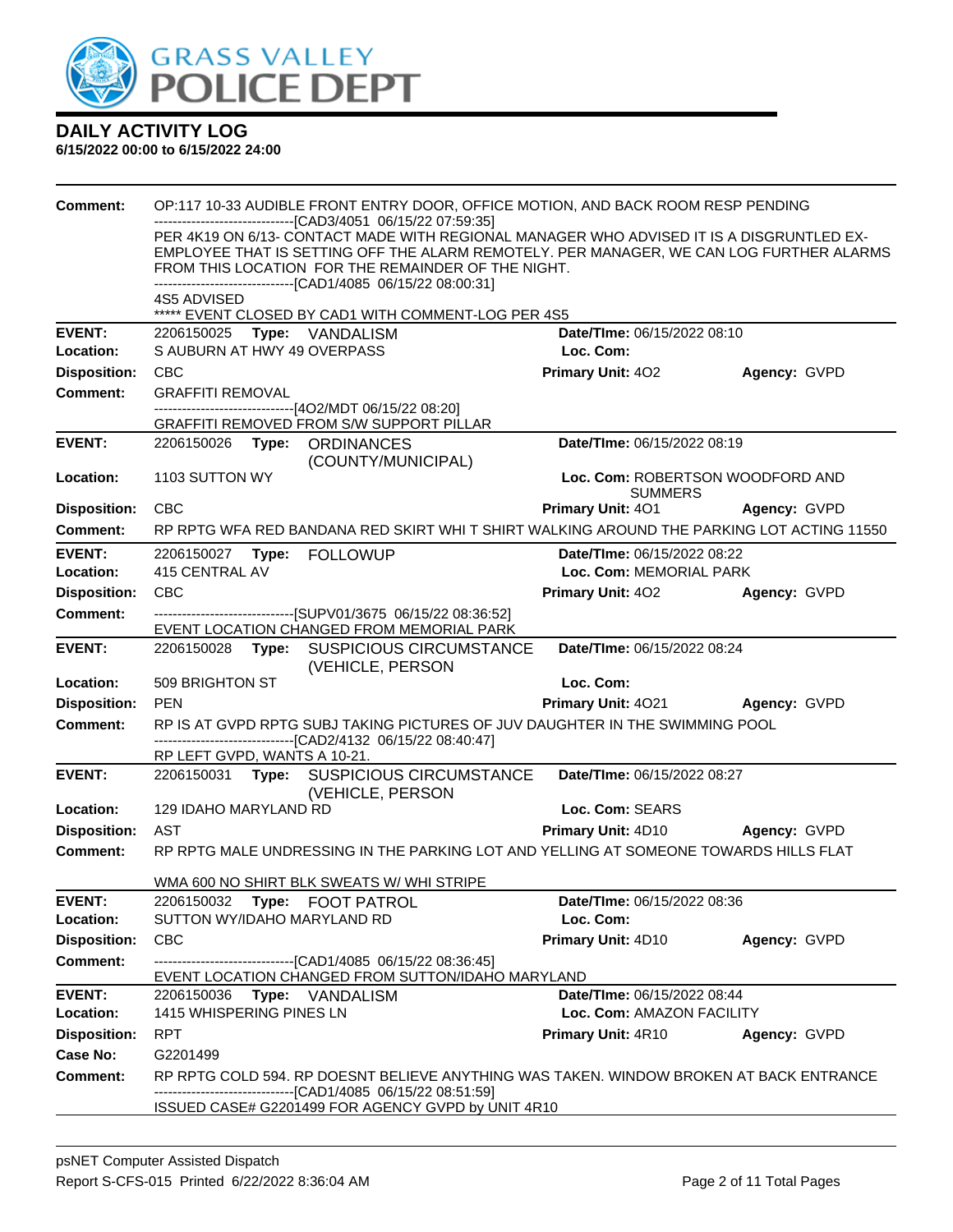# DAILY ACTIVITY LOG

**6/15/2022 00:00 to 6/15/2022 24:00**

**Comment:** OP:117 10-33 AUDIBLE FRONT ENTRY DOOR, OFFICE MOTION, AND BACK ROOM RESP PENDING
------------------------------[CAD3/4051 06/15/22 07:59:35]
PER 4K19 ON 6/13- CONTACT MADE WITH REGIONAL MANAGER WHO ADVISED IT IS A DISGRUNTLED EX-EMPLOYEE THAT IS SETTING OFF THE ALARM REMOTELY. PER MANAGER, WE CAN LOG FURTHER ALARMS FROM THIS LOCATION FOR THE REMAINDER OF THE NIGHT.
------------------------------[CAD1/4085 06/15/22 08:00:31]
4S5 ADVISED
***** EVENT CLOSED BY CAD1 WITH COMMENT-LOG PER 4S5

---

**EVENT:** 2206150025 **Type:** VANDALISM **Date/TIme:** 06/15/2022 08:10
**Location:** S AUBURN AT HWY 49 OVERPASS **Loc. Com:**
**Disposition:** CBC **Primary Unit:** 4O2 **Agency:** GVPD
**Comment:** GRAFFITI REMOVAL
------------------------------[4O2/MDT 06/15/22 08:20]
GRAFFITI REMOVED FROM S/W SUPPORT PILLAR

---

**EVENT:** 2206150026 **Type:** ORDINANCES (COUNTY/MUNICIPAL) **Date/TIme:** 06/15/2022 08:19
**Location:** 1103 SUTTON WY **Loc. Com:** ROBERTSON WOODFORD AND SUMMERS
**Disposition:** CBC **Primary Unit:** 4O1 **Agency:** GVPD
**Comment:** RP RPTG WFA RED BANDANA RED SKIRT WHI T SHIRT WALKING AROUND THE PARKING LOT ACTING 11550

---

**EVENT:** 2206150027 **Type:** FOLLOWUP **Date/TIme:** 06/15/2022 08:22
**Location:** 415 CENTRAL AV **Loc. Com:** MEMORIAL PARK
**Disposition:** CBC **Primary Unit:** 4O2 **Agency:** GVPD
**Comment:** ------------------------------[SUPV01/3675 06/15/22 08:36:52]
EVENT LOCATION CHANGED FROM MEMORIAL PARK

---

**EVENT:** 2206150028 **Type:** SUSPICIOUS CIRCUMSTANCE (VEHICLE, PERSON **Date/TIme:** 06/15/2022 08:24
**Location:** 509 BRIGHTON ST **Loc. Com:**
**Disposition:** PEN **Primary Unit:** 4O21 **Agency:** GVPD
**Comment:** RP IS AT GVPD RPTG SUBJ TAKING PICTURES OF JUV DAUGHTER IN THE SWIMMING POOL
------------------------------[CAD2/4132 06/15/22 08:40:47]
RP LEFT GVPD, WANTS A 10-21.

---

**EVENT:** 2206150031 **Type:** SUSPICIOUS CIRCUMSTANCE (VEHICLE, PERSON **Date/TIme:** 06/15/2022 08:27
**Location:** 129 IDAHO MARYLAND RD **Loc. Com:** SEARS
**Disposition:** AST **Primary Unit:** 4D10 **Agency:** GVPD
**Comment:** RP RPTG MALE UNDRESSING IN THE PARKING LOT AND YELLING AT SOMEONE TOWARDS HILLS FLAT

WMA 600 NO SHIRT BLK SWEATS W/ WHI STRIPE

---

**EVENT:** 2206150032 **Type:** FOOT PATROL **Date/TIme:** 06/15/2022 08:36
**Location:** SUTTON WY/IDAHO MARYLAND RD **Loc. Com:**
**Disposition:** CBC **Primary Unit:** 4D10 **Agency:** GVPD
**Comment:** ------------------------------[CAD1/4085 06/15/22 08:36:45]
EVENT LOCATION CHANGED FROM SUTTON/IDAHO MARYLAND

---

**EVENT:** 2206150036 **Type:** VANDALISM **Date/TIme:** 06/15/2022 08:44
**Location:** 1415 WHISPERING PINES LN **Loc. Com:** AMAZON FACILITY
**Disposition:** RPT **Primary Unit:** 4R10 **Agency:** GVPD
**Case No:** G2201499
**Comment:** RP RPTG COLD 594. RP DOESNT BELIEVE ANYTHING WAS TAKEN. WINDOW BROKEN AT BACK ENTRANCE
------------------------------[CAD1/4085 06/15/22 08:51:59]
ISSUED CASE# G2201499 FOR AGENCY GVPD by UNIT 4R10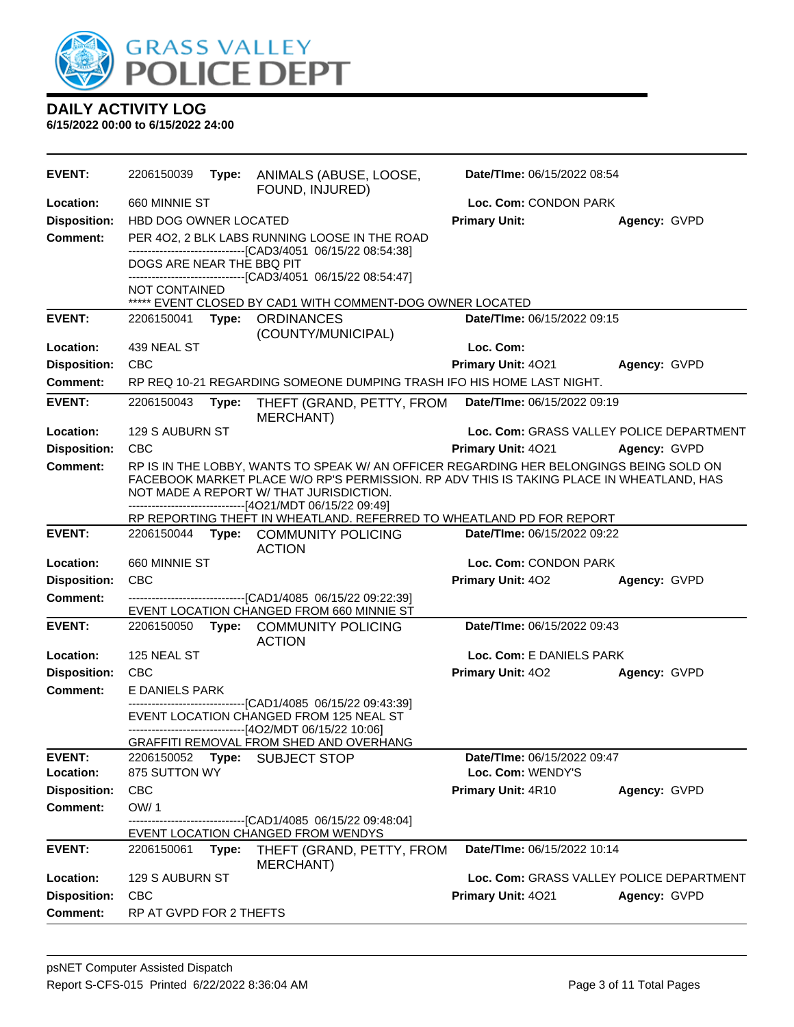# DAILY ACTIVITY LOG

**6/15/2022 00:00 to 6/15/2022 24:00**

| | | | | |
|---|---|---|---|---|
| **EVENT:** | 2206150039 **Type:** ANIMALS (ABUSE, LOOSE, FOUND, INJURED) | **Date/TIme:** 06/15/2022 08:54 | | |
| **Location:** | 660 MINNIE ST | **Loc. Com:** CONDON PARK | | |
| **Disposition:** | HBD DOG OWNER LOCATED | **Primary Unit:** | **Agency:** GVPD | |
| **Comment:** | PER 4O2, 2 BLK LABS RUNNING LOOSE IN THE ROAD<br>------------------------------[CAD3/4051 06/15/22 08:54:38]<br>DOGS ARE NEAR THE BBQ PIT<br>------------------------------[CAD3/4051 06/15/22 08:54:47]<br>NOT CONTAINED<br>***** EVENT CLOSED BY CAD1 WITH COMMENT-DOG OWNER LOCATED | | | |

| | | | | |
|---|---|---|---|---|
| **EVENT:** | 2206150041 **Type:** ORDINANCES (COUNTY/MUNICIPAL) | **Date/TIme:** 06/15/2022 09:15 | | |
| **Location:** | 439 NEAL ST | **Loc. Com:** | | |
| **Disposition:** | CBC | **Primary Unit:** 4O21 | **Agency:** GVPD | |
| **Comment:** | RP REQ 10-21 REGARDING SOMEONE DUMPING TRASH IFO HIS HOME LAST NIGHT. | | | |

| | | | | |
|---|---|---|---|---|
| **EVENT:** | 2206150043 **Type:** THEFT (GRAND, PETTY, FROM MERCHANT) | **Date/TIme:** 06/15/2022 09:19 | | |
| **Location:** | 129 S AUBURN ST | **Loc. Com:** GRASS VALLEY POLICE DEPARTMENT | | |
| **Disposition:** | CBC | **Primary Unit:** 4O21 | **Agency:** GVPD | |
| **Comment:** | RP IS IN THE LOBBY, WANTS TO SPEAK W/ AN OFFICER REGARDING HER BELONGINGS BEING SOLD ON FACEBOOK MARKET PLACE W/O RP'S PERMISSION. RP ADV THIS IS TAKING PLACE IN WHEATLAND, HAS NOT MADE A REPORT W/ THAT JURISDICTION.<br>------------------------------[4O21/MDT 06/15/22 09:49]<br>RP REPORTING THEFT IN WHEATLAND. REFERRED TO WHEATLAND PD FOR REPORT | | | |

| | | | | |
|---|---|---|---|---|
| **EVENT:** | 2206150044 **Type:** COMMUNITY POLICING ACTION | **Date/TIme:** 06/15/2022 09:22 | | |
| **Location:** | 660 MINNIE ST | **Loc. Com:** CONDON PARK | | |
| **Disposition:** | CBC | **Primary Unit:** 4O2 | **Agency:** GVPD | |
| **Comment:** | ------------------------------[CAD1/4085 06/15/22 09:22:39]<br>EVENT LOCATION CHANGED FROM 660 MINNIE ST | | | |

| | | | | |
|---|---|---|---|---|
| **EVENT:** | 2206150050 **Type:** COMMUNITY POLICING ACTION | **Date/TIme:** 06/15/2022 09:43 | | |
| **Location:** | 125 NEAL ST | **Loc. Com:** E DANIELS PARK | | |
| **Disposition:** | CBC | **Primary Unit:** 4O2 | **Agency:** GVPD | |
| **Comment:** | E DANIELS PARK<br>------------------------------[CAD1/4085 06/15/22 09:43:39]<br>EVENT LOCATION CHANGED FROM 125 NEAL ST<br>------------------------------[4O2/MDT 06/15/22 10:06]<br>GRAFFITI REMOVAL FROM SHED AND OVERHANG | | | |

| | | | | |
|---|---|---|---|---|
| **EVENT:** | 2206150052 **Type:** SUBJECT STOP | **Date/TIme:** 06/15/2022 09:47 | | |
| **Location:** | 875 SUTTON WY | **Loc. Com:** WENDY'S | | |
| **Disposition:** | CBC | **Primary Unit:** 4R10 | **Agency:** GVPD | |
| **Comment:** | OW/ 1<br>------------------------------[CAD1/4085 06/15/22 09:48:04]<br>EVENT LOCATION CHANGED FROM WENDYS | | | |

| | | | | |
|---|---|---|---|---|
| **EVENT:** | 2206150061 **Type:** THEFT (GRAND, PETTY, FROM MERCHANT) | **Date/TIme:** 06/15/2022 10:14 | | |
| **Location:** | 129 S AUBURN ST | **Loc. Com:** GRASS VALLEY POLICE DEPARTMENT | | |
| **Disposition:** | CBC | **Primary Unit:** 4O21 | **Agency:** GVPD | |
| **Comment:** | RP AT GVPD FOR 2 THEFTS | | | |

psNET Computer Assisted Dispatch
Report S-CFS-015 Printed 6/22/2022 8:36:04 AM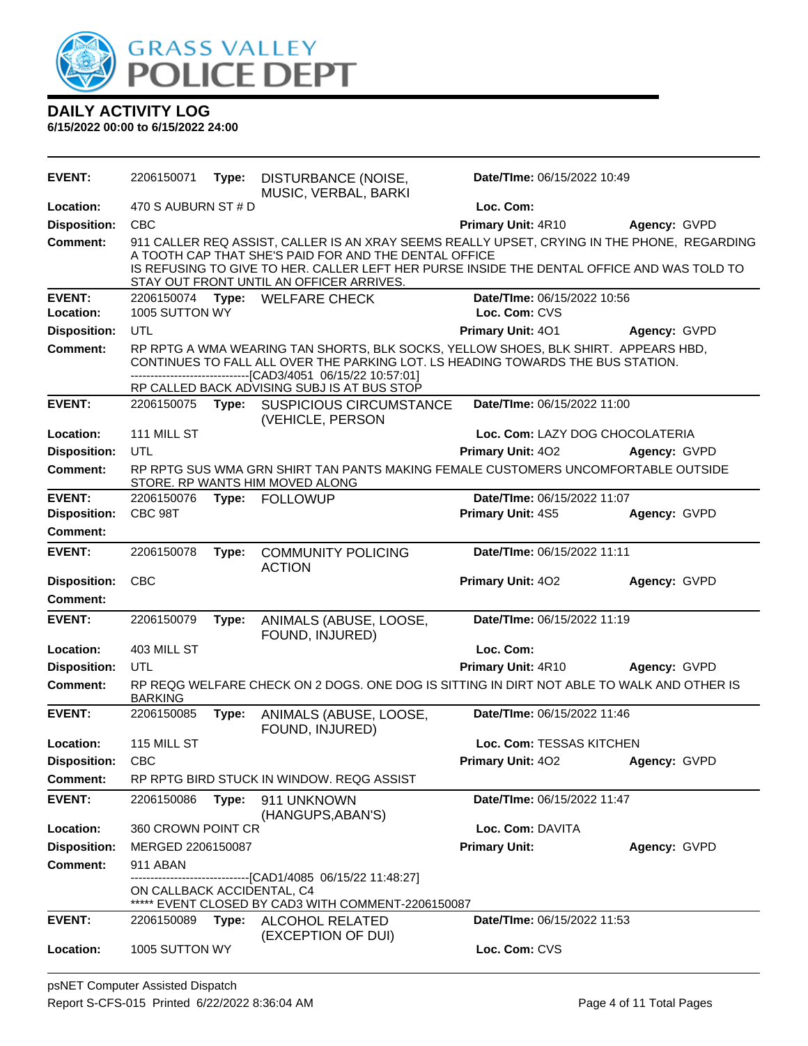# DAILY ACTIVITY LOG

**6/15/2022 00:00 to 6/15/2022 24:00**

**EVENT:** 2206150071 **Type:** DISTURBANCE (NOISE, MUSIC, VERBAL, BARKI **Date/TIme:** 06/15/2022 10:49
**Location:** 470 S AUBURN ST # D **Loc. Com:**
**Disposition:** CBC **Primary Unit:** 4R10 **Agency:** GVPD
**Comment:** 911 CALLER REQ ASSIST, CALLER IS AN XRAY SEEMS REALLY UPSET, CRYING IN THE PHONE, REGARDING A TOOTH CAP THAT SHE'S PAID FOR AND THE DENTAL OFFICE IS REFUSING TO GIVE TO HER. CALLER LEFT HER PURSE INSIDE THE DENTAL OFFICE AND WAS TOLD TO STAY OUT FRONT UNTIL AN OFFICER ARRIVES.

**EVENT:** 2206150074 **Type:** WELFARE CHECK **Date/TIme:** 06/15/2022 10:56
**Location:** 1005 SUTTON WY **Loc. Com:** CVS
**Disposition:** UTL **Primary Unit:** 4O1 **Agency:** GVPD
**Comment:** RP RPTG A WMA WEARING TAN SHORTS, BLK SOCKS, YELLOW SHOES, BLK SHIRT. APPEARS HBD, CONTINUES TO FALL ALL OVER THE PARKING LOT. LS HEADING TOWARDS THE BUS STATION.
------------------------------[CAD3/4051 06/15/22 10:57:01]
RP CALLED BACK ADVISING SUBJ IS AT BUS STOP

**EVENT:** 2206150075 **Type:** SUSPICIOUS CIRCUMSTANCE (VEHICLE, PERSON **Date/TIme:** 06/15/2022 11:00
**Location:** 111 MILL ST **Loc. Com:** LAZY DOG CHOCOLATERIA
**Disposition:** UTL **Primary Unit:** 4O2 **Agency:** GVPD
**Comment:** RP RPTG SUS WMA GRN SHIRT TAN PANTS MAKING FEMALE CUSTOMERS UNCOMFORTABLE OUTSIDE STORE. RP WANTS HIM MOVED ALONG

**EVENT:** 2206150076 **Type:** FOLLOWUP **Date/TIme:** 06/15/2022 11:07
**Disposition:** CBC 98T **Primary Unit:** 4S5 **Agency:** GVPD
**Comment:**

**EVENT:** 2206150078 **Type:** COMMUNITY POLICING ACTION **Date/TIme:** 06/15/2022 11:11
**Disposition:** CBC **Primary Unit:** 4O2 **Agency:** GVPD
**Comment:**

**EVENT:** 2206150079 **Type:** ANIMALS (ABUSE, LOOSE, FOUND, INJURED) **Date/TIme:** 06/15/2022 11:19
**Location:** 403 MILL ST **Loc. Com:**
**Disposition:** UTL **Primary Unit:** 4R10 **Agency:** GVPD
**Comment:** RP REQG WELFARE CHECK ON 2 DOGS. ONE DOG IS SITTING IN DIRT NOT ABLE TO WALK AND OTHER IS BARKING

**EVENT:** 2206150085 **Type:** ANIMALS (ABUSE, LOOSE, FOUND, INJURED) **Date/TIme:** 06/15/2022 11:46
**Location:** 115 MILL ST **Loc. Com:** TESSAS KITCHEN
**Disposition:** CBC **Primary Unit:** 4O2 **Agency:** GVPD
**Comment:** RP RPTG BIRD STUCK IN WINDOW. REQG ASSIST

**EVENT:** 2206150086 **Type:** 911 UNKNOWN (HANGUPS,ABAN'S) **Date/TIme:** 06/15/2022 11:47
**Location:** 360 CROWN POINT CR **Loc. Com:** DAVITA
**Disposition:** MERGED 2206150087 **Primary Unit:** **Agency:** GVPD
**Comment:** 911 ABAN
------------------------------[CAD1/4085 06/15/22 11:48:27]
ON CALLBACK ACCIDENTAL, C4
***** EVENT CLOSED BY CAD3 WITH COMMENT-2206150087

**EVENT:** 2206150089 **Type:** ALCOHOL RELATED (EXCEPTION OF DUI) **Date/TIme:** 06/15/2022 11:53
**Location:** 1005 SUTTON WY **Loc. Com:** CVS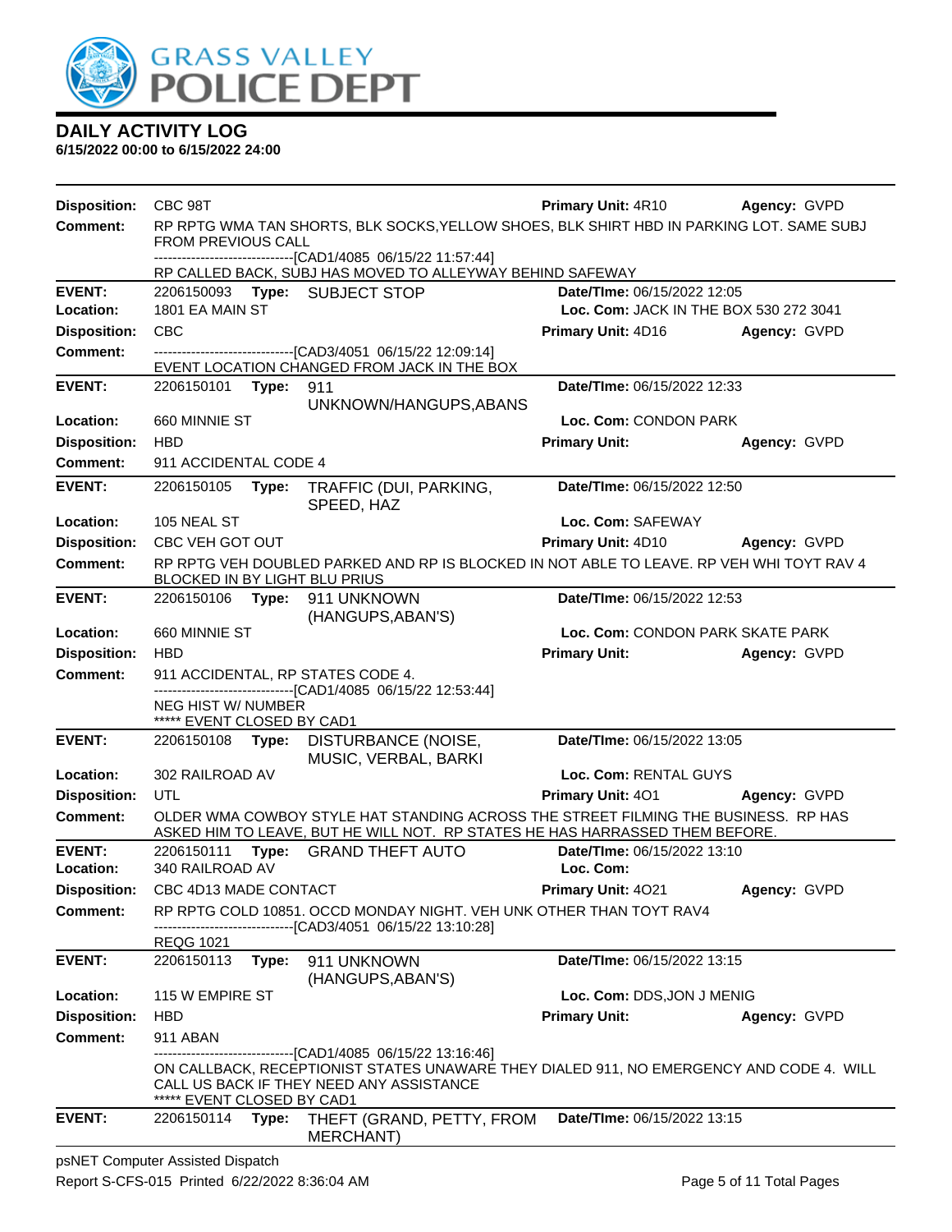# GRASS VALLEY POLICE DEPT

## DAILY ACTIVITY LOG

**6/15/2022 00:00 to 6/15/2022 24:00**

**Disposition:** CBC 98T | **Primary Unit:** 4R10 | **Agency:** GVPD

**Comment:** RP RPTG WMA TAN SHORTS, BLK SOCKS,YELLOW SHOES, BLK SHIRT HBD IN PARKING LOT. SAME SUBJ FROM PREVIOUS CALL
------------------------------[CAD1/4085 06/15/22 11:57:44]
RP CALLED BACK, SUBJ HAS MOVED TO ALLEYWAY BEHIND SAFEWAY

---

**EVENT:** 2206150093 **Type:** SUBJECT STOP | **Date/TIme:** 06/15/2022 12:05
**Location:** 1801 EA MAIN ST | **Loc. Com:** JACK IN THE BOX 530 272 3041
**Disposition:** CBC | **Primary Unit:** 4D16 | **Agency:** GVPD
**Comment:** ------------------------------[CAD3/4051 06/15/22 12:09:14]
EVENT LOCATION CHANGED FROM JACK IN THE BOX

---

**EVENT:** 2206150101 **Type:** 911 UNKNOWN/HANGUPS,ABANS | **Date/TIme:** 06/15/2022 12:33
**Location:** 660 MINNIE ST | **Loc. Com:** CONDON PARK
**Disposition:** HBD | **Primary Unit:** | **Agency:** GVPD
**Comment:** 911 ACCIDENTAL CODE 4

---

**EVENT:** 2206150105 **Type:** TRAFFIC (DUI, PARKING, SPEED, HAZ | **Date/TIme:** 06/15/2022 12:50
**Location:** 105 NEAL ST | **Loc. Com:** SAFEWAY
**Disposition:** CBC VEH GOT OUT | **Primary Unit:** 4D10 | **Agency:** GVPD
**Comment:** RP RPTG VEH DOUBLED PARKED AND RP IS BLOCKED IN NOT ABLE TO LEAVE. RP VEH WHI TOYT RAV 4 BLOCKED IN BY LIGHT BLU PRIUS

---

**EVENT:** 2206150106 **Type:** 911 UNKNOWN (HANGUPS,ABAN'S) | **Date/TIme:** 06/15/2022 12:53
**Location:** 660 MINNIE ST | **Loc. Com:** CONDON PARK SKATE PARK
**Disposition:** HBD | **Primary Unit:** | **Agency:** GVPD
**Comment:** 911 ACCIDENTAL, RP STATES CODE 4.
------------------------------[CAD1/4085 06/15/22 12:53:44]
NEG HIST W/ NUMBER
***** EVENT CLOSED BY CAD1

---

**EVENT:** 2206150108 **Type:** DISTURBANCE (NOISE, MUSIC, VERBAL, BARKI | **Date/TIme:** 06/15/2022 13:05
**Location:** 302 RAILROAD AV | **Loc. Com:** RENTAL GUYS
**Disposition:** UTL | **Primary Unit:** 4O1 | **Agency:** GVPD
**Comment:** OLDER WMA COWBOY STYLE HAT STANDING ACROSS THE STREET FILMING THE BUSINESS. RP HAS ASKED HIM TO LEAVE, BUT HE WILL NOT. RP STATES HE HAS HARRASSED THEM BEFORE.

---

**EVENT:** 2206150111 **Type:** GRAND THEFT AUTO | **Date/TIme:** 06/15/2022 13:10
**Location:** 340 RAILROAD AV | **Loc. Com:**
**Disposition:** CBC 4D13 MADE CONTACT | **Primary Unit:** 4O21 | **Agency:** GVPD
**Comment:** RP RPTG COLD 10851. OCCD MONDAY NIGHT. VEH UNK OTHER THAN TOYT RAV4
------------------------------[CAD3/4051 06/15/22 13:10:28]
REQG 1021

---

**EVENT:** 2206150113 **Type:** 911 UNKNOWN (HANGUPS,ABAN'S) | **Date/TIme:** 06/15/2022 13:15
**Location:** 115 W EMPIRE ST | **Loc. Com:** DDS,JON J MENIG
**Disposition:** HBD | **Primary Unit:** | **Agency:** GVPD
**Comment:** 911 ABAN
------------------------------[CAD1/4085 06/15/22 13:16:46]
ON CALLBACK, RECEPTIONIST STATES UNAWARE THEY DIALED 911, NO EMERGENCY AND CODE 4. WILL CALL US BACK IF THEY NEED ANY ASSISTANCE
***** EVENT CLOSED BY CAD1

---

**EVENT:** 2206150114 **Type:** THEFT (GRAND, PETTY, FROM MERCHANT) | **Date/TIme:** 06/15/2022 13:15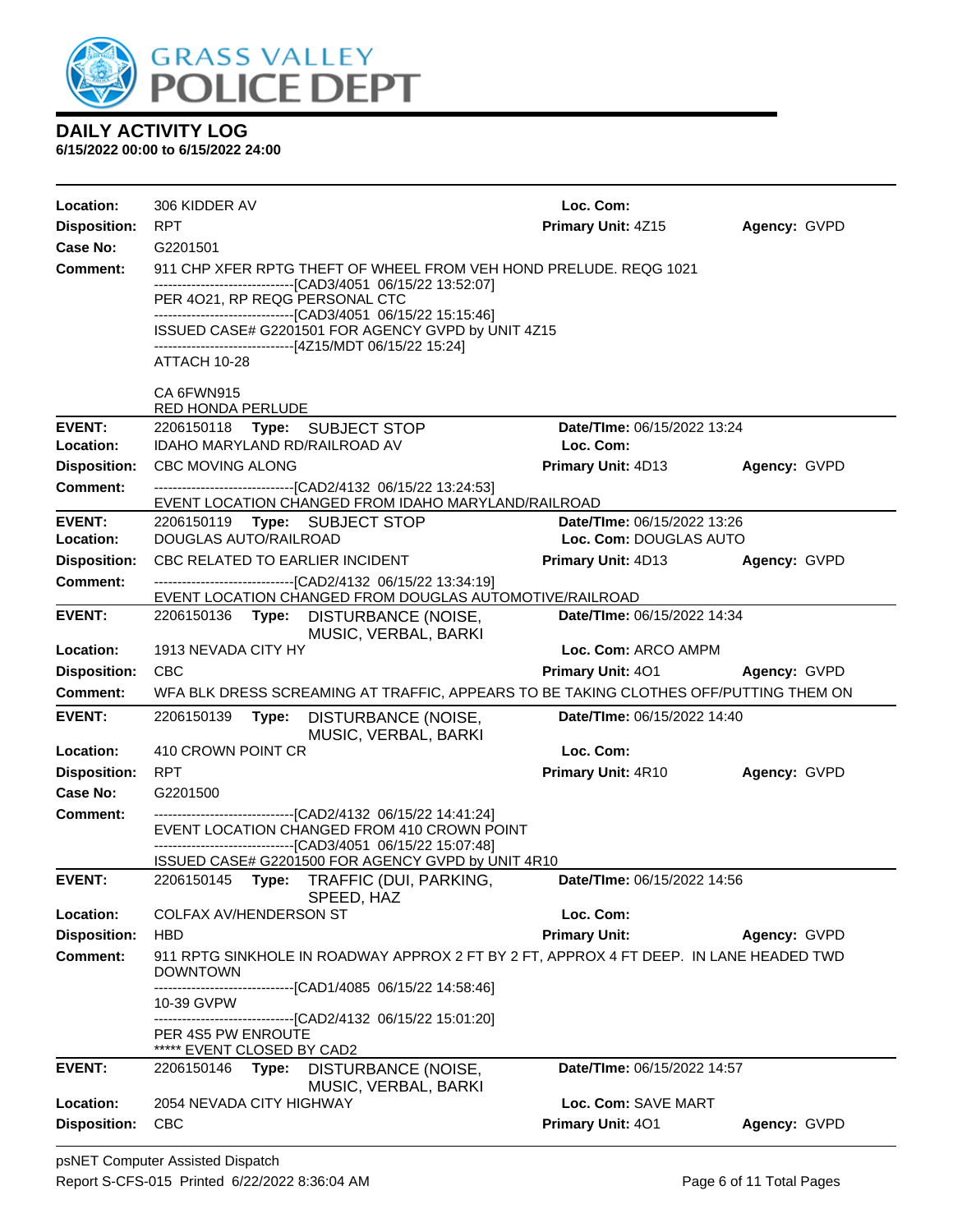# DAILY ACTIVITY LOG

**6/15/2022 00:00 to 6/15/2022 24:00**

**Location:** 306 KIDDER AV | **Loc. Com:**
**Disposition:** RPT | **Primary Unit:** 4Z15 | **Agency:** GVPD
**Case No:** G2201501
**Comment:** 911 CHP XFER RPTG THEFT OF WHEEL FROM VEH HOND PRELUDE. REQG 1021
------------------------------[CAD3/4051 06/15/22 13:52:07]
PER 4O21, RP REQG PERSONAL CTC
------------------------------[CAD3/4051 06/15/22 15:15:46]
ISSUED CASE# G2201501 FOR AGENCY GVPD by UNIT 4Z15
------------------------------[4Z15/MDT 06/15/22 15:24]
ATTACH 10-28

CA 6FWN915
RED HONDA PERLUDE

---

**EVENT:** 2206150118 **Type:** SUBJECT STOP | **Date/TIme:** 06/15/2022 13:24
**Location:** IDAHO MARYLAND RD/RAILROAD AV | **Loc. Com:**
**Disposition:** CBC MOVING ALONG | **Primary Unit:** 4D13 | **Agency:** GVPD
**Comment:** ------------------------------[CAD2/4132 06/15/22 13:24:53]
EVENT LOCATION CHANGED FROM IDAHO MARYLAND/RAILROAD

---

**EVENT:** 2206150119 **Type:** SUBJECT STOP | **Date/TIme:** 06/15/2022 13:26
**Location:** DOUGLAS AUTO/RAILROAD | **Loc. Com:** DOUGLAS AUTO
**Disposition:** CBC RELATED TO EARLIER INCIDENT | **Primary Unit:** 4D13 | **Agency:** GVPD
**Comment:** ------------------------------[CAD2/4132 06/15/22 13:34:19]
EVENT LOCATION CHANGED FROM DOUGLAS AUTOMOTIVE/RAILROAD

---

**EVENT:** 2206150136 **Type:** DISTURBANCE (NOISE, MUSIC, VERBAL, BARKI | **Date/TIme:** 06/15/2022 14:34
**Location:** 1913 NEVADA CITY HY | **Loc. Com:** ARCO AMPM
**Disposition:** CBC | **Primary Unit:** 4O1 | **Agency:** GVPD
**Comment:** WFA BLK DRESS SCREAMING AT TRAFFIC, APPEARS TO BE TAKING CLOTHES OFF/PUTTING THEM ON

---

**EVENT:** 2206150139 **Type:** DISTURBANCE (NOISE, MUSIC, VERBAL, BARKI | **Date/TIme:** 06/15/2022 14:40
**Location:** 410 CROWN POINT CR | **Loc. Com:**
**Disposition:** RPT | **Primary Unit:** 4R10 | **Agency:** GVPD
**Case No:** G2201500
**Comment:** ------------------------------[CAD2/4132 06/15/22 14:41:24]
EVENT LOCATION CHANGED FROM 410 CROWN POINT
------------------------------[CAD3/4051 06/15/22 15:07:48]
ISSUED CASE# G2201500 FOR AGENCY GVPD by UNIT 4R10

---

**EVENT:** 2206150145 **Type:** TRAFFIC (DUI, PARKING, SPEED, HAZ | **Date/TIme:** 06/15/2022 14:56
**Location:** COLFAX AV/HENDERSON ST | **Loc. Com:**
**Disposition:** HBD | **Primary Unit:** | **Agency:** GVPD
**Comment:** 911 RPTG SINKHOLE IN ROADWAY APPROX 2 FT BY 2 FT, APPROX 4 FT DEEP. IN LANE HEADED TWD DOWNTOWN
------------------------------[CAD1/4085 06/15/22 14:58:46]
10-39 GVPW
------------------------------[CAD2/4132 06/15/22 15:01:20]
PER 4S5 PW ENROUTE
***** EVENT CLOSED BY CAD2

---

**EVENT:** 2206150146 **Type:** DISTURBANCE (NOISE, MUSIC, VERBAL, BARKI | **Date/TIme:** 06/15/2022 14:57
**Location:** 2054 NEVADA CITY HIGHWAY | **Loc. Com:** SAVE MART
**Disposition:** CBC | **Primary Unit:** 4O1 | **Agency:** GVPD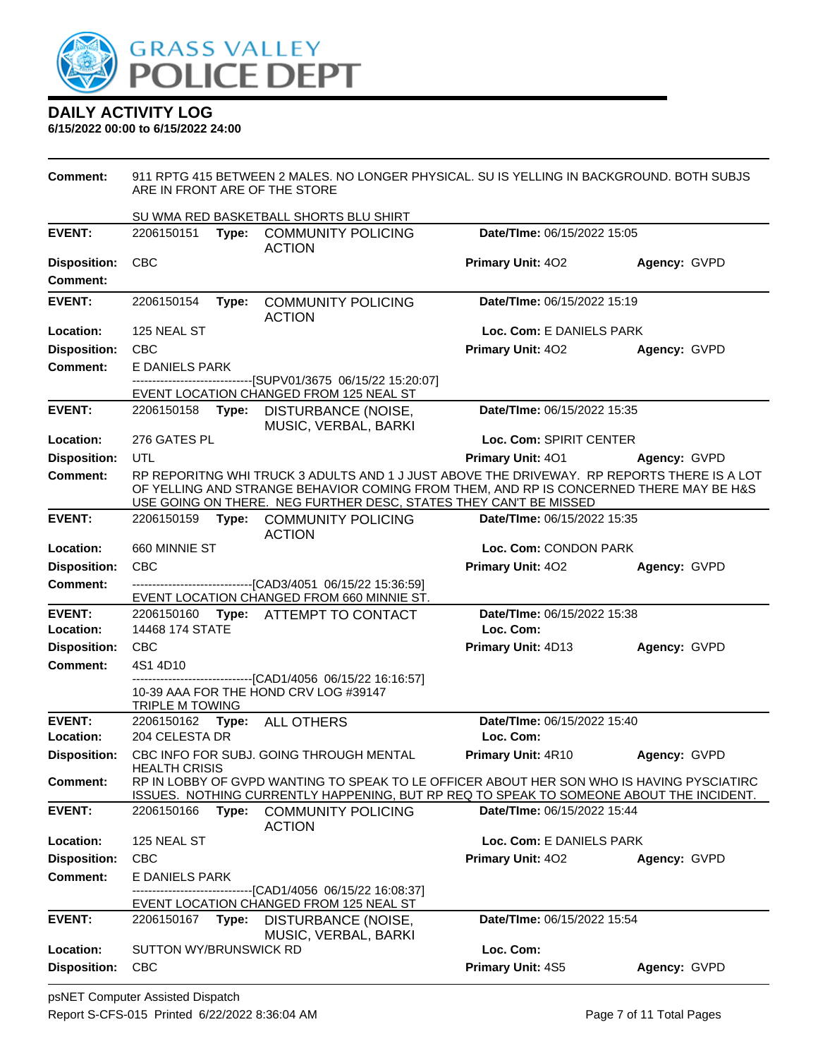**Comment:** 911 RPTG 415 BETWEEN 2 MALES. NO LONGER PHYSICAL. SU IS YELLING IN BACKGROUND. BOTH SUBJS ARE IN FRONT ARE OF THE STORE

SU WMA RED BASKETBALL SHORTS BLU SHIRT

| | | | | |
|---|---|---|---|---|
| **EVENT:** | 2206150151 **Type:** COMMUNITY POLICING ACTION | | **Date/TIme:** 06/15/2022 15:05 | |
| **Disposition:** | CBC | | **Primary Unit:** 4O2 | **Agency:** GVPD |
| **Comment:** | | | | |

| | | | | |
|---|---|---|---|---|
| **EVENT:** | 2206150154 **Type:** COMMUNITY POLICING ACTION | | **Date/TIme:** 06/15/2022 15:19 | |
| **Location:** | 125 NEAL ST | | **Loc. Com:** E DANIELS PARK | |
| **Disposition:** | CBC | | **Primary Unit:** 4O2 | **Agency:** GVPD |
| **Comment:** | E DANIELS PARK<br>------------------------------[SUPV01/3675 06/15/22 15:20:07]<br>EVENT LOCATION CHANGED FROM 125 NEAL ST | | | |

| | | | | |
|---|---|---|---|---|
| **EVENT:** | 2206150158 **Type:** DISTURBANCE (NOISE, MUSIC, VERBAL, BARKI | | **Date/TIme:** 06/15/2022 15:35 | |
| **Location:** | 276 GATES PL | | **Loc. Com:** SPIRIT CENTER | |
| **Disposition:** | UTL | | **Primary Unit:** 4O1 | **Agency:** GVPD |
| **Comment:** | RP REPORITNG WHI TRUCK 3 ADULTS AND 1 J JUST ABOVE THE DRIVEWAY. RP REPORTS THERE IS A LOT OF YELLING AND STRANGE BEHAVIOR COMING FROM THEM, AND RP IS CONCERNED THERE MAY BE H&S USE GOING ON THERE. NEG FURTHER DESC, STATES THEY CAN'T BE MISSED | | | |

| | | | | |
|---|---|---|---|---|
| **EVENT:** | 2206150159 **Type:** COMMUNITY POLICING ACTION | | **Date/TIme:** 06/15/2022 15:35 | |
| **Location:** | 660 MINNIE ST | | **Loc. Com:** CONDON PARK | |
| **Disposition:** | CBC | | **Primary Unit:** 4O2 | **Agency:** GVPD |
| **Comment:** | ------------------------------[CAD3/4051 06/15/22 15:36:59]<br>EVENT LOCATION CHANGED FROM 660 MINNIE ST. | | | |

| | | | | |
|---|---|---|---|---|
| **EVENT:** | 2206150160 **Type:** ATTEMPT TO CONTACT | | **Date/TIme:** 06/15/2022 15:38 | |
| **Location:** | 14468 174 STATE | | **Loc. Com:** | |
| **Disposition:** | CBC | | **Primary Unit:** 4D13 | **Agency:** GVPD |
| **Comment:** | 4S1 4D10<br>------------------------------[CAD1/4056 06/15/22 16:16:57]<br>10-39 AAA FOR THE HOND CRV LOG #39147<br>TRIPLE M TOWING | | | |

| | | | | |
|---|---|---|---|---|
| **EVENT:** | 2206150162 **Type:** ALL OTHERS | | **Date/TIme:** 06/15/2022 15:40 | |
| **Location:** | 204 CELESTA DR | | **Loc. Com:** | |
| **Disposition:** | CBC INFO FOR SUBJ. GOING THROUGH MENTAL HEALTH CRISIS | | **Primary Unit:** 4R10 | **Agency:** GVPD |
| **Comment:** | RP IN LOBBY OF GVPD WANTING TO SPEAK TO LE OFFICER ABOUT HER SON WHO IS HAVING PYSCIATIRC ISSUES. NOTHING CURRENTLY HAPPENING, BUT RP REQ TO SPEAK TO SOMEONE ABOUT THE INCIDENT. | | | |

| | | | | |
|---|---|---|---|---|
| **EVENT:** | 2206150166 **Type:** COMMUNITY POLICING ACTION | | **Date/TIme:** 06/15/2022 15:44 | |
| **Location:** | 125 NEAL ST | | **Loc. Com:** E DANIELS PARK | |
| **Disposition:** | CBC | | **Primary Unit:** 4O2 | **Agency:** GVPD |
| **Comment:** | E DANIELS PARK<br>------------------------------[CAD1/4056 06/15/22 16:08:37]<br>EVENT LOCATION CHANGED FROM 125 NEAL ST | | | |

| | | | | |
|---|---|---|---|---|
| **EVENT:** | 2206150167 **Type:** DISTURBANCE (NOISE, MUSIC, VERBAL, BARKI | | **Date/TIme:** 06/15/2022 15:54 | |
| **Location:** | SUTTON WY/BRUNSWICK RD | | **Loc. Com:** | |
| **Disposition:** | CBC | | **Primary Unit:** 4S5 | **Agency:** GVPD |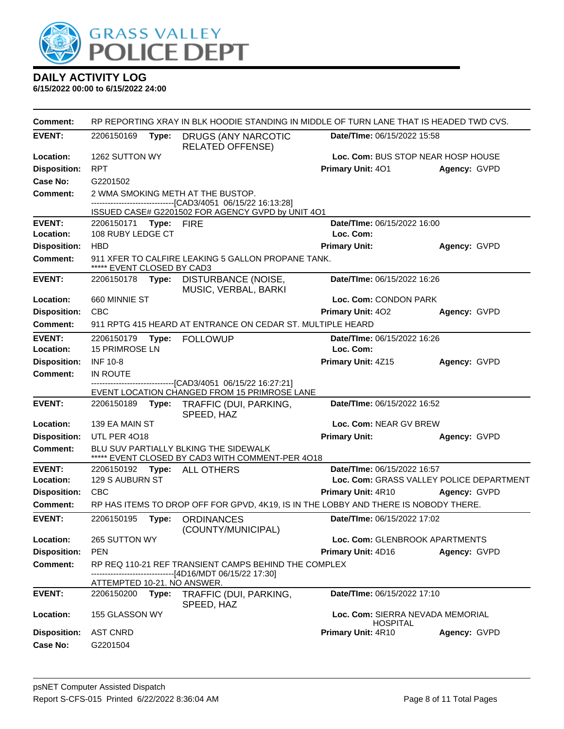# DAILY ACTIVITY LOG

**6/15/2022 00:00 to 6/15/2022 24:00**

**Comment:** RP REPORTING XRAY IN BLK HOODIE STANDING IN MIDDLE OF TURN LANE THAT IS HEADED TWD CVS.

---

**EVENT:** 2206150169 **Type:** DRUGS (ANY NARCOTIC RELATED OFFENSE) **Date/TIme:** 06/15/2022 15:58
**Location:** 1262 SUTTON WY **Loc. Com:** BUS STOP NEAR HOSP HOUSE
**Disposition:** RPT **Primary Unit:** 4O1 **Agency:** GVPD
**Case No:** G2201502
**Comment:** 2 WMA SMOKING METH AT THE BUSTOP.
------------------------------[CAD3/4051 06/15/22 16:13:28]
ISSUED CASE# G2201502 FOR AGENCY GVPD by UNIT 4O1

---

**EVENT:** 2206150171 **Type:** FIRE **Date/TIme:** 06/15/2022 16:00
**Location:** 108 RUBY LEDGE CT **Loc. Com:**
**Disposition:** HBD **Primary Unit:** **Agency:** GVPD
**Comment:** 911 XFER TO CALFIRE LEAKING 5 GALLON PROPANE TANK.
***** EVENT CLOSED BY CAD3

---

**EVENT:** 2206150178 **Type:** DISTURBANCE (NOISE, MUSIC, VERBAL, BARKI **Date/TIme:** 06/15/2022 16:26
**Location:** 660 MINNIE ST **Loc. Com:** CONDON PARK
**Disposition:** CBC **Primary Unit:** 4O2 **Agency:** GVPD
**Comment:** 911 RPTG 415 HEARD AT ENTRANCE ON CEDAR ST. MULTIPLE HEARD

---

**EVENT:** 2206150179 **Type:** FOLLOWUP **Date/TIme:** 06/15/2022 16:26
**Location:** 15 PRIMROSE LN **Loc. Com:**
**Disposition:** INF 10-8 **Primary Unit:** 4Z15 **Agency:** GVPD
**Comment:** IN ROUTE
------------------------------[CAD3/4051 06/15/22 16:27:21]
EVENT LOCATION CHANGED FROM 15 PRIMROSE LANE

---

**EVENT:** 2206150189 **Type:** TRAFFIC (DUI, PARKING, SPEED, HAZ **Date/TIme:** 06/15/2022 16:52
**Location:** 139 EA MAIN ST **Loc. Com:** NEAR GV BREW
**Disposition:** UTL PER 4O18 **Primary Unit:** **Agency:** GVPD
**Comment:** BLU SUV PARTIALLY BLKING THE SIDEWALK
***** EVENT CLOSED BY CAD3 WITH COMMENT-PER 4O18

---

**EVENT:** 2206150192 **Type:** ALL OTHERS **Date/TIme:** 06/15/2022 16:57
**Location:** 129 S AUBURN ST **Loc. Com:** GRASS VALLEY POLICE DEPARTMENT
**Disposition:** CBC **Primary Unit:** 4R10 **Agency:** GVPD
**Comment:** RP HAS ITEMS TO DROP OFF FOR GPVD, 4K19, IS IN THE LOBBY AND THERE IS NOBODY THERE.

---

**EVENT:** 2206150195 **Type:** ORDINANCES (COUNTY/MUNICIPAL) **Date/TIme:** 06/15/2022 17:02
**Location:** 265 SUTTON WY **Loc. Com:** GLENBROOK APARTMENTS
**Disposition:** PEN **Primary Unit:** 4D16 **Agency:** GVPD
**Comment:** RP REQ 110-21 REF TRANSIENT CAMPS BEHIND THE COMPLEX
------------------------------[4D16/MDT 06/15/22 17:30]
ATTEMPTED 10-21. NO ANSWER.

---

**EVENT:** 2206150200 **Type:** TRAFFIC (DUI, PARKING, SPEED, HAZ **Date/TIme:** 06/15/2022 17:10
**Location:** 155 GLASSON WY **Loc. Com:** SIERRA NEVADA MEMORIAL HOSPITAL
**Disposition:** AST CNRD **Primary Unit:** 4R10 **Agency:** GVPD
**Case No:** G2201504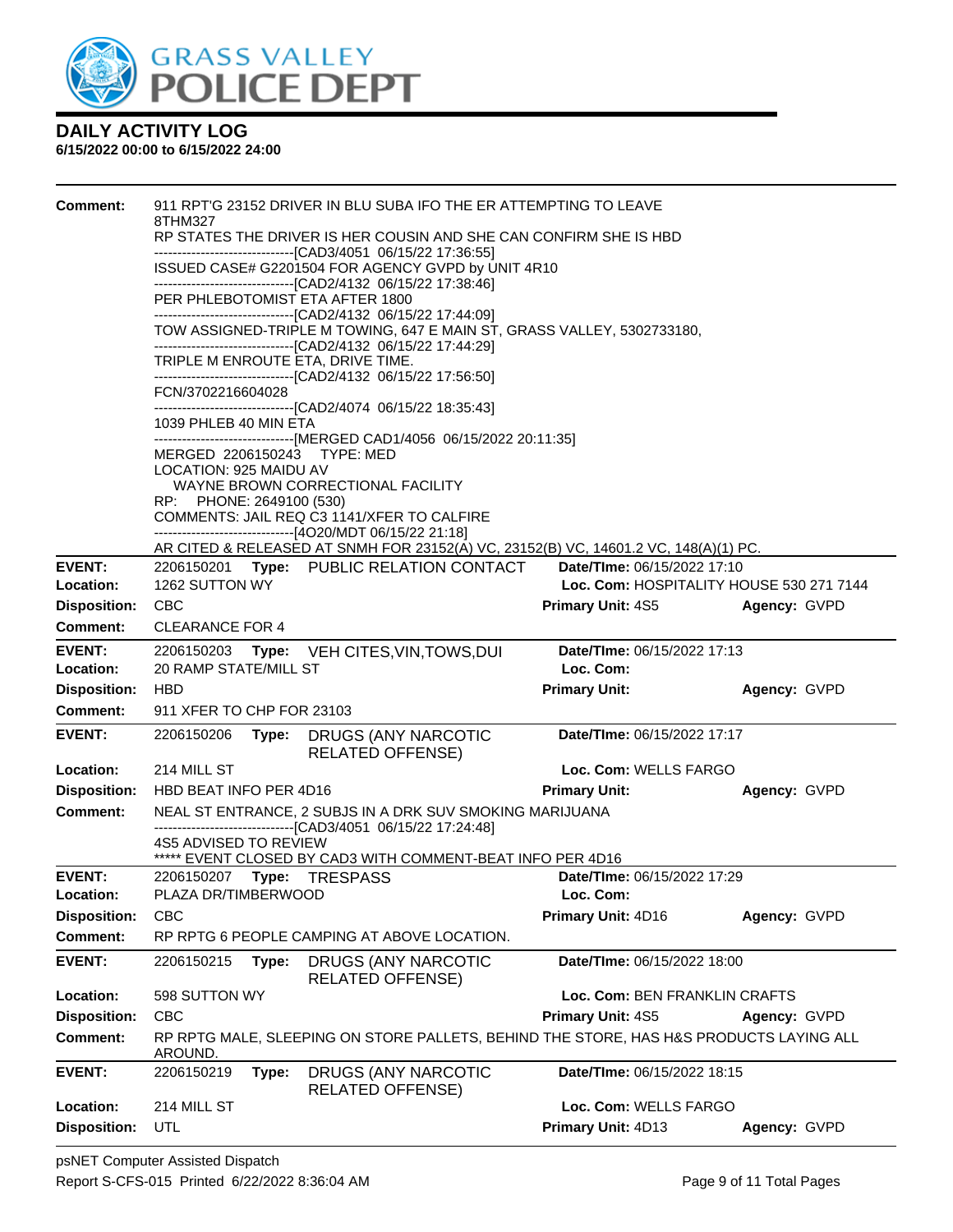# GRASS VALLEY POLICE DEPT

## DAILY ACTIVITY LOG

**6/15/2022 00:00 to 6/15/2022 24:00**

**Comment:** 911 RPT'G 23152 DRIVER IN BLU SUBA IFO THE ER ATTEMPTING TO LEAVE 8THM327
RP STATES THE DRIVER IS HER COUSIN AND SHE CAN CONFIRM SHE IS HBD
------------------------------[CAD3/4051 06/15/22 17:36:55]
ISSUED CASE# G2201504 FOR AGENCY GVPD by UNIT 4R10
------------------------------[CAD2/4132 06/15/22 17:38:46]
PER PHLEBOTOMIST ETA AFTER 1800
------------------------------[CAD2/4132 06/15/22 17:44:09]
TOW ASSIGNED-TRIPLE M TOWING, 647 E MAIN ST, GRASS VALLEY, 5302733180,
------------------------------[CAD2/4132 06/15/22 17:44:29]
TRIPLE M ENROUTE ETA, DRIVE TIME.
------------------------------[CAD2/4132 06/15/22 17:56:50]
FCN/3702216604028
------------------------------[CAD2/4074 06/15/22 18:35:43]
1039 PHLEB 40 MIN ETA
------------------------------[MERGED CAD1/4056 06/15/2022 20:11:35]
MERGED 2206150243 TYPE: MED
LOCATION: 925 MAIDU AV
WAYNE BROWN CORRECTIONAL FACILITY
RP: PHONE: 2649100 (530)
COMMENTS: JAIL REQ C3 1141/XFER TO CALFIRE
------------------------------[4O20/MDT 06/15/22 21:18]
AR CITED & RELEASED AT SNMH FOR 23152(A) VC, 23152(B) VC, 14601.2 VC, 148(A)(1) PC.

---

| | | | |
|---|---|---|---|
| **EVENT:** 2206150201 **Type:** PUBLIC RELATION CONTACT | | **Date/TIme:** 06/15/2022 17:10 | |
| **Location:** 1262 SUTTON WY | | **Loc. Com:** HOSPITALITY HOUSE 530 271 7144 | |
| **Disposition:** CBC | | **Primary Unit:** 4S5 | **Agency:** GVPD |

**Comment:** CLEARANCE FOR 4

---

| | | | |
|---|---|---|---|
| **EVENT:** 2206150203 **Type:** VEH CITES,VIN,TOWS,DUI | | **Date/TIme:** 06/15/2022 17:13 | |
| **Location:** 20 RAMP STATE/MILL ST | | **Loc. Com:** | |
| **Disposition:** HBD | | **Primary Unit:** | **Agency:** GVPD |

**Comment:** 911 XFER TO CHP FOR 23103

---

| | | | |
|---|---|---|---|
| **EVENT:** 2206150206 **Type:** DRUGS (ANY NARCOTIC RELATED OFFENSE) | | **Date/TIme:** 06/15/2022 17:17 | |
| **Location:** 214 MILL ST | | **Loc. Com:** WELLS FARGO | |
| **Disposition:** HBD BEAT INFO PER 4D16 | | **Primary Unit:** | **Agency:** GVPD |

**Comment:** NEAL ST ENTRANCE, 2 SUBJS IN A DRK SUV SMOKING MARIJUANA
------------------------------[CAD3/4051 06/15/22 17:24:48]
4S5 ADVISED TO REVIEW
***** EVENT CLOSED BY CAD3 WITH COMMENT-BEAT INFO PER 4D16

---

| | | | |
|---|---|---|---|
| **EVENT:** 2206150207 **Type:** TRESPASS | | **Date/TIme:** 06/15/2022 17:29 | |
| **Location:** PLAZA DR/TIMBERWOOD | | **Loc. Com:** | |
| **Disposition:** CBC | | **Primary Unit:** 4D16 | **Agency:** GVPD |

**Comment:** RP RPTG 6 PEOPLE CAMPING AT ABOVE LOCATION.

---

| | | | |
|---|---|---|---|
| **EVENT:** 2206150215 **Type:** DRUGS (ANY NARCOTIC RELATED OFFENSE) | | **Date/TIme:** 06/15/2022 18:00 | |
| **Location:** 598 SUTTON WY | | **Loc. Com:** BEN FRANKLIN CRAFTS | |
| **Disposition:** CBC | | **Primary Unit:** 4S5 | **Agency:** GVPD |

**Comment:** RP RPTG MALE, SLEEPING ON STORE PALLETS, BEHIND THE STORE, HAS H&S PRODUCTS LAYING ALL AROUND.

---

| | | | |
|---|---|---|---|
| **EVENT:** 2206150219 **Type:** DRUGS (ANY NARCOTIC RELATED OFFENSE) | | **Date/TIme:** 06/15/2022 18:15 | |
| **Location:** 214 MILL ST | | **Loc. Com:** WELLS FARGO | |
| **Disposition:** UTL | | **Primary Unit:** 4D13 | **Agency:** GVPD |

psNET Computer Assisted Dispatch
Report S-CFS-015 Printed 6/22/2022 8:36:04 AM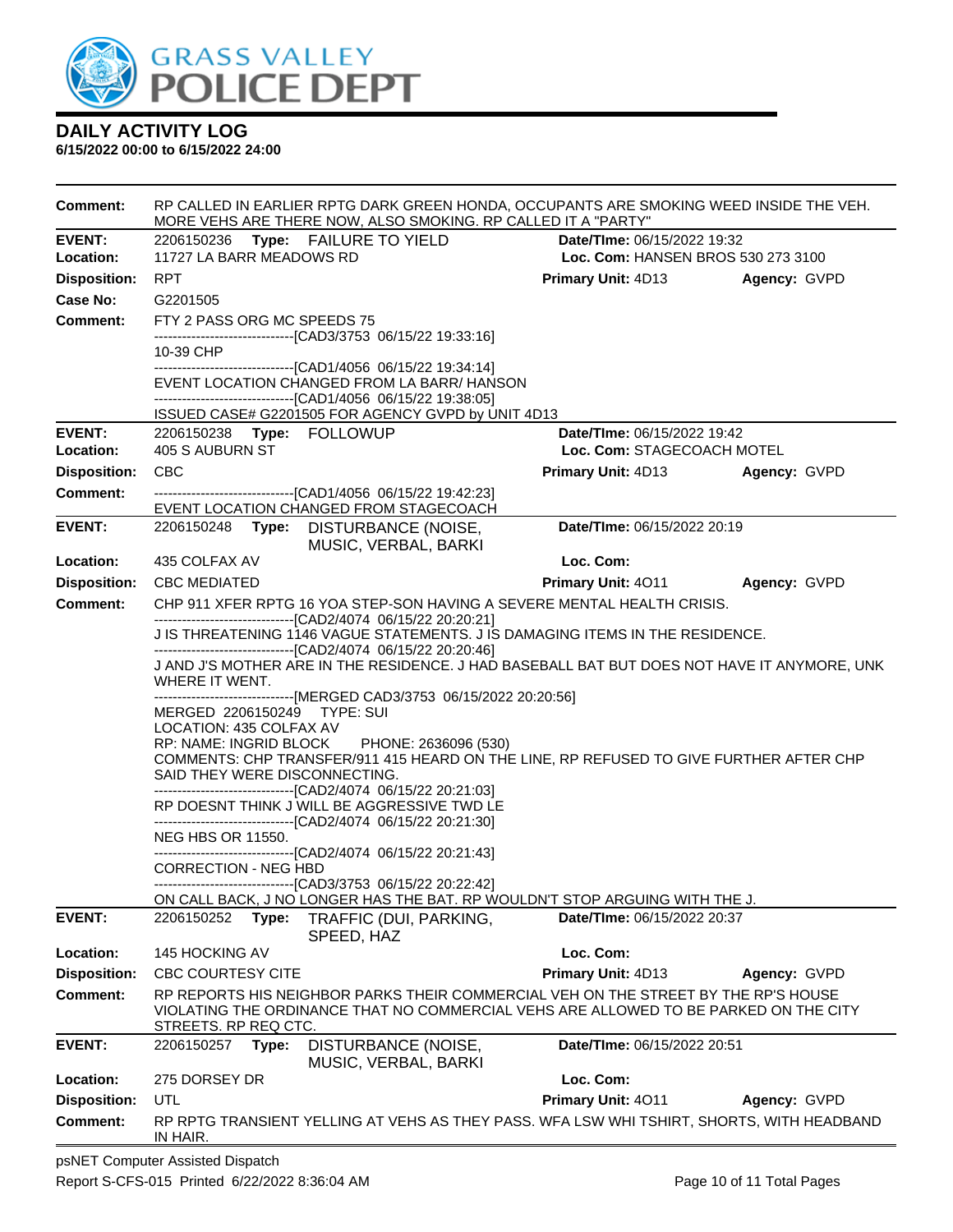# DAILY ACTIVITY LOG

**6/15/2022 00:00 to 6/15/2022 24:00**

**Comment:** RP CALLED IN EARLIER RPTG DARK GREEN HONDA, OCCUPANTS ARE SMOKING WEED INSIDE THE VEH. MORE VEHS ARE THERE NOW, ALSO SMOKING. RP CALLED IT A "PARTY"

---

**EVENT:** 2206150236 **Type:** FAILURE TO YIELD **Date/TIme:** 06/15/2022 19:32
**Location:** 11727 LA BARR MEADOWS RD **Loc. Com:** HANSEN BROS 530 273 3100
**Disposition:** RPT **Primary Unit:** 4D13 **Agency:** GVPD
**Case No:** G2201505
**Comment:** FTY 2 PASS ORG MC SPEEDS 75
------------------------------[CAD3/3753 06/15/22 19:33:16]
10-39 CHP
------------------------------[CAD1/4056 06/15/22 19:34:14]
EVENT LOCATION CHANGED FROM LA BARR/ HANSON
------------------------------[CAD1/4056 06/15/22 19:38:05]
ISSUED CASE# G2201505 FOR AGENCY GVPD by UNIT 4D13

---

**EVENT:** 2206150238 **Type:** FOLLOWUP **Date/TIme:** 06/15/2022 19:42
**Location:** 405 S AUBURN ST **Loc. Com:** STAGECOACH MOTEL
**Disposition:** CBC **Primary Unit:** 4D13 **Agency:** GVPD
**Comment:** ------------------------------[CAD1/4056 06/15/22 19:42:23]
EVENT LOCATION CHANGED FROM STAGECOACH

---

**EVENT:** 2206150248 **Type:** DISTURBANCE (NOISE, MUSIC, VERBAL, BARKI **Date/TIme:** 06/15/2022 20:19
**Location:** 435 COLFAX AV **Loc. Com:**
**Disposition:** CBC MEDIATED **Primary Unit:** 4O11 **Agency:** GVPD
**Comment:** CHP 911 XFER RPTG 16 YOA STEP-SON HAVING A SEVERE MENTAL HEALTH CRISIS.
------------------------------[CAD2/4074 06/15/22 20:20:21]
J IS THREATENING 1146 VAGUE STATEMENTS. J IS DAMAGING ITEMS IN THE RESIDENCE.
------------------------------[CAD2/4074 06/15/22 20:20:46]
J AND J'S MOTHER ARE IN THE RESIDENCE. J HAD BASEBALL BAT BUT DOES NOT HAVE IT ANYMORE, UNK WHERE IT WENT.
------------------------------[MERGED CAD3/3753 06/15/2022 20:20:56]
MERGED 2206150249 TYPE: SUI
LOCATION: 435 COLFAX AV
RP: NAME: INGRID BLOCK PHONE: 2636096 (530)
COMMENTS: CHP TRANSFER/911 415 HEARD ON THE LINE, RP REFUSED TO GIVE FURTHER AFTER CHP SAID THEY WERE DISCONNECTING.
------------------------------[CAD2/4074 06/15/22 20:21:03]
RP DOESNT THINK J WILL BE AGGRESSIVE TWD LE
------------------------------[CAD2/4074 06/15/22 20:21:30]
NEG HBS OR 11550.
------------------------------[CAD2/4074 06/15/22 20:21:43]
CORRECTION - NEG HBD
------------------------------[CAD3/3753 06/15/22 20:22:42]
ON CALL BACK, J NO LONGER HAS THE BAT. RP WOULDN'T STOP ARGUING WITH THE J.

---

**EVENT:** 2206150252 **Type:** TRAFFIC (DUI, PARKING, SPEED, HAZ **Date/TIme:** 06/15/2022 20:37
**Location:** 145 HOCKING AV **Loc. Com:**
**Disposition:** CBC COURTESY CITE **Primary Unit:** 4D13 **Agency:** GVPD
**Comment:** RP REPORTS HIS NEIGHBOR PARKS THEIR COMMERCIAL VEH ON THE STREET BY THE RP'S HOUSE VIOLATING THE ORDINANCE THAT NO COMMERCIAL VEHS ARE ALLOWED TO BE PARKED ON THE CITY STREETS. RP REQ CTC.

---

**EVENT:** 2206150257 **Type:** DISTURBANCE (NOISE, MUSIC, VERBAL, BARKI **Date/TIme:** 06/15/2022 20:51
**Location:** 275 DORSEY DR **Loc. Com:**
**Disposition:** UTL **Primary Unit:** 4O11 **Agency:** GVPD
**Comment:** RP RPTG TRANSIENT YELLING AT VEHS AS THEY PASS. WFA LSW WHI TSHIRT, SHORTS, WITH HEADBAND IN HAIR.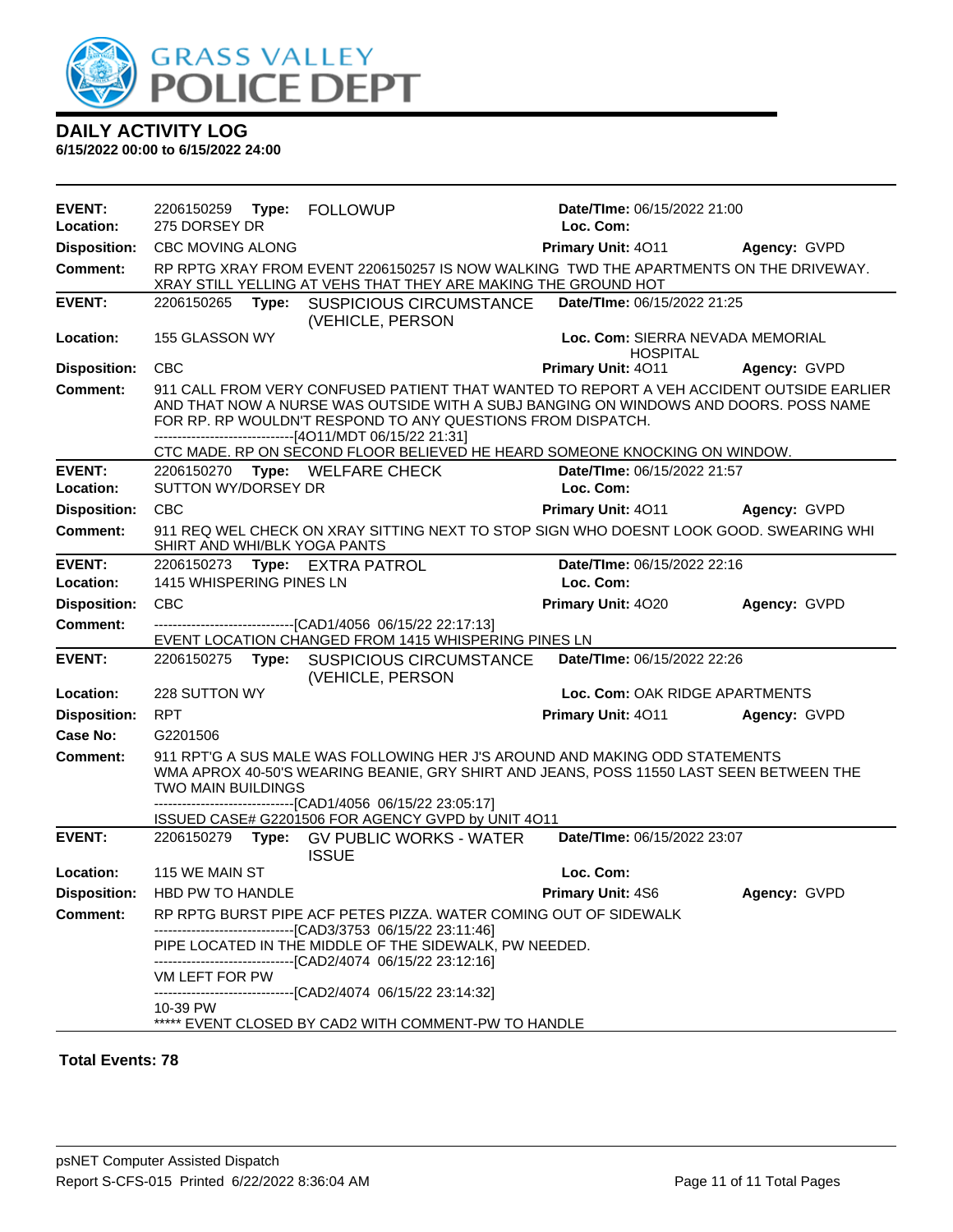# GRASS VALLEY POLICE DEPT

## DAILY ACTIVITY LOG

**6/15/2022 00:00 to 6/15/2022 24:00**

| | | | |
|---|---|---|---|
| **EVENT:** 2206150259 **Type:** FOLLOWUP | | **Date/TIme:** 06/15/2022 21:00 | |
| **Location:** 275 DORSEY DR | | **Loc. Com:** | |
| **Disposition:** CBC MOVING ALONG | | **Primary Unit:** 4O11 | **Agency:** GVPD |

**Comment:** RP RPTG XRAY FROM EVENT 2206150257 IS NOW WALKING TWD THE APARTMENTS ON THE DRIVEWAY. XRAY STILL YELLING AT VEHS THAT THEY ARE MAKING THE GROUND HOT

---

| | | | |
|---|---|---|---|
| **EVENT:** 2206150265 **Type:** SUSPICIOUS CIRCUMSTANCE (VEHICLE, PERSON | | **Date/TIme:** 06/15/2022 21:25 | |
| **Location:** 155 GLASSON WY | | **Loc. Com:** SIERRA NEVADA MEMORIAL HOSPITAL | |
| **Disposition:** CBC | | **Primary Unit:** 4O11 | **Agency:** GVPD |

**Comment:** 911 CALL FROM VERY CONFUSED PATIENT THAT WANTED TO REPORT A VEH ACCIDENT OUTSIDE EARLIER AND THAT NOW A NURSE WAS OUTSIDE WITH A SUBJ BANGING ON WINDOWS AND DOORS. POSS NAME FOR RP. RP WOULDN'T RESPOND TO ANY QUESTIONS FROM DISPATCH.
------------------------------[4O11/MDT 06/15/22 21:31]
CTC MADE. RP ON SECOND FLOOR BELIEVED HE HEARD SOMEONE KNOCKING ON WINDOW.

---

| | | | |
|---|---|---|---|
| **EVENT:** 2206150270 **Type:** WELFARE CHECK | | **Date/TIme:** 06/15/2022 21:57 | |
| **Location:** SUTTON WY/DORSEY DR | | **Loc. Com:** | |
| **Disposition:** CBC | | **Primary Unit:** 4O11 | **Agency:** GVPD |

**Comment:** 911 REQ WEL CHECK ON XRAY SITTING NEXT TO STOP SIGN WHO DOESNT LOOK GOOD. SWEARING WHI SHIRT AND WHI/BLK YOGA PANTS

---

| | | | |
|---|---|---|---|
| **EVENT:** 2206150273 **Type:** EXTRA PATROL | | **Date/TIme:** 06/15/2022 22:16 | |
| **Location:** 1415 WHISPERING PINES LN | | **Loc. Com:** | |
| **Disposition:** CBC | | **Primary Unit:** 4O20 | **Agency:** GVPD |

**Comment:** ------------------------------[CAD1/4056 06/15/22 22:17:13]
EVENT LOCATION CHANGED FROM 1415 WHISPERING PINES LN

---

| | | | |
|---|---|---|---|
| **EVENT:** 2206150275 **Type:** SUSPICIOUS CIRCUMSTANCE (VEHICLE, PERSON | | **Date/TIme:** 06/15/2022 22:26 | |
| **Location:** 228 SUTTON WY | | **Loc. Com:** OAK RIDGE APARTMENTS | |
| **Disposition:** RPT | | **Primary Unit:** 4O11 | **Agency:** GVPD |
| **Case No:** G2201506 | | | |

**Comment:** 911 RPT'G A SUS MALE WAS FOLLOWING HER J'S AROUND AND MAKING ODD STATEMENTS WMA APROX 40-50'S WEARING BEANIE, GRY SHIRT AND JEANS, POSS 11550 LAST SEEN BETWEEN THE TWO MAIN BUILDINGS
------------------------------[CAD1/4056 06/15/22 23:05:17]
ISSUED CASE# G2201506 FOR AGENCY GVPD by UNIT 4O11

---

| | | | |
|---|---|---|---|
| **EVENT:** 2206150279 **Type:** GV PUBLIC WORKS - WATER ISSUE | | **Date/TIme:** 06/15/2022 23:07 | |
| **Location:** 115 WE MAIN ST | | **Loc. Com:** | |
| **Disposition:** HBD PW TO HANDLE | | **Primary Unit:** 4S6 | **Agency:** GVPD |

**Comment:** RP RPTG BURST PIPE ACF PETES PIZZA. WATER COMING OUT OF SIDEWALK
------------------------------[CAD3/3753 06/15/22 23:11:46]
PIPE LOCATED IN THE MIDDLE OF THE SIDEWALK, PW NEEDED.
------------------------------[CAD2/4074 06/15/22 23:12:16]
VM LEFT FOR PW
------------------------------[CAD2/4074 06/15/22 23:14:32]
10-39 PW
***** EVENT CLOSED BY CAD2 WITH COMMENT-PW TO HANDLE

---

**Total Events: 78**

psNET Computer Assisted Dispatch
Report S-CFS-015 Printed 6/22/2022 8:36:04 AM